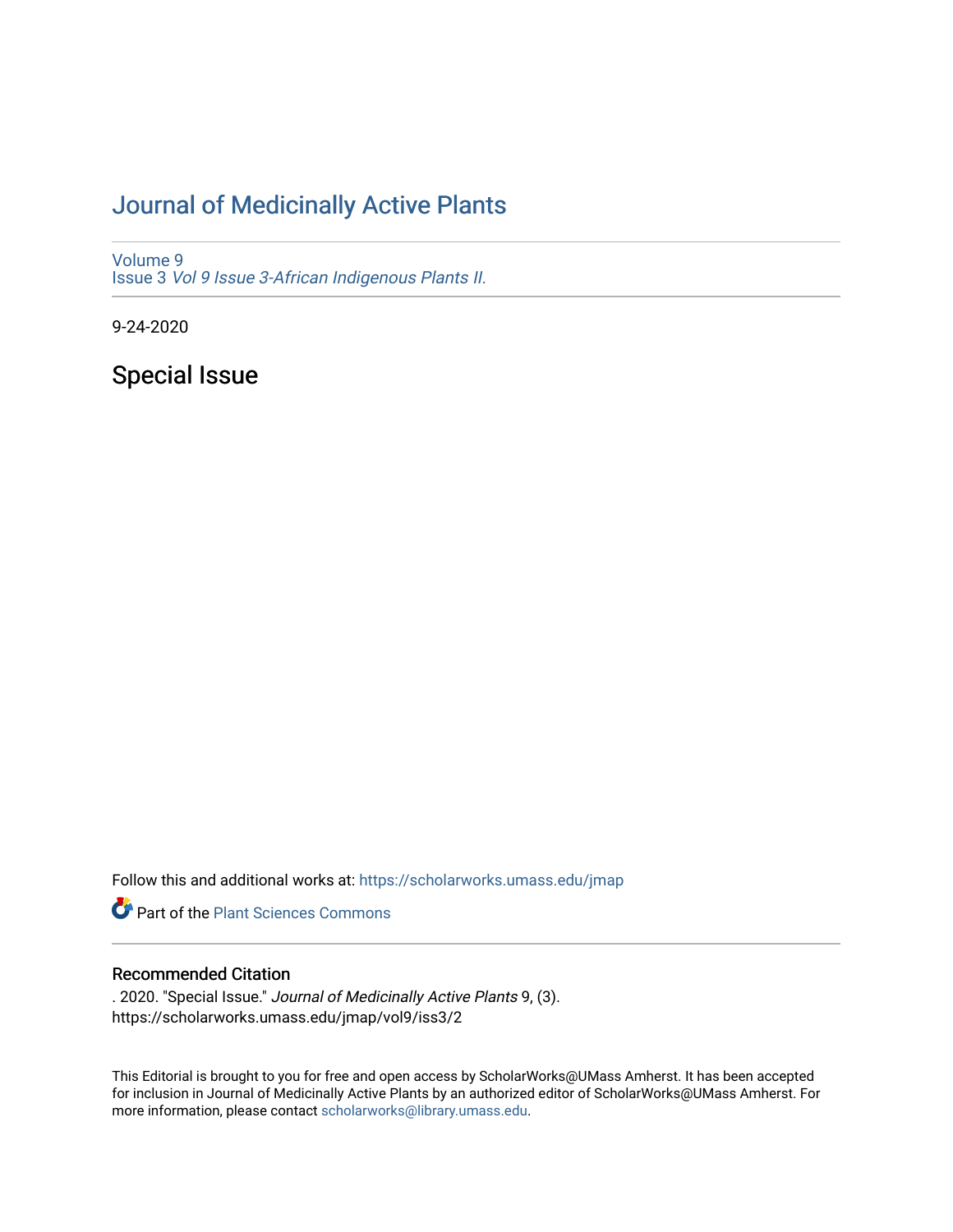# Journal of Medicinally Active Plants

Volume 9
Issue 3 *Vol 9 Issue 3-African Indigenous Plants II.*

9-24-2020

## Special Issue

Follow this and additional works at: https://scholarworks.umass.edu/jmap

Part of the Plant Sciences Commons

### Recommended Citation

. 2020. "Special Issue." *Journal of Medicinally Active Plants* 9, (3).
https://scholarworks.umass.edu/jmap/vol9/iss3/2

This Editorial is brought to you for free and open access by ScholarWorks@UMass Amherst. It has been accepted for inclusion in Journal of Medicinally Active Plants by an authorized editor of ScholarWorks@UMass Amherst. For more information, please contact scholarworks@library.umass.edu.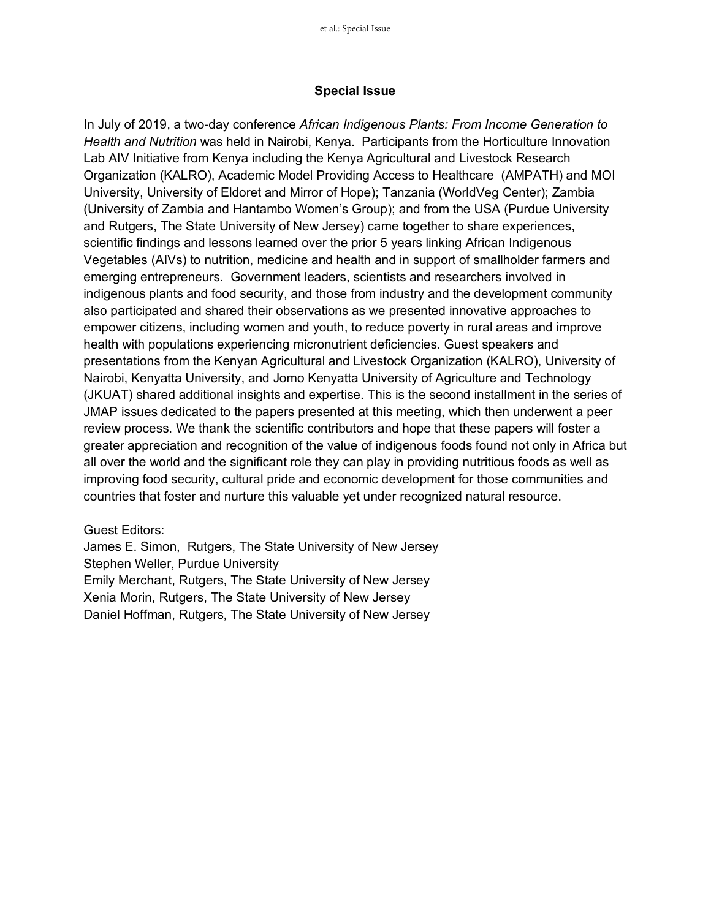## Special Issue

In July of 2019, a two-day conference *African Indigenous Plants: From Income Generation to Health and Nutrition* was held in Nairobi, Kenya. Participants from the Horticulture Innovation Lab AIV Initiative from Kenya including the Kenya Agricultural and Livestock Research Organization (KALRO), Academic Model Providing Access to Healthcare (AMPATH) and MOI University, University of Eldoret and Mirror of Hope); Tanzania (WorldVeg Center); Zambia (University of Zambia and Hantambo Women's Group); and from the USA (Purdue University and Rutgers, The State University of New Jersey) came together to share experiences, scientific findings and lessons learned over the prior 5 years linking African Indigenous Vegetables (AIVs) to nutrition, medicine and health and in support of smallholder farmers and emerging entrepreneurs. Government leaders, scientists and researchers involved in indigenous plants and food security, and those from industry and the development community also participated and shared their observations as we presented innovative approaches to empower citizens, including women and youth, to reduce poverty in rural areas and improve health with populations experiencing micronutrient deficiencies. Guest speakers and presentations from the Kenyan Agricultural and Livestock Organization (KALRO), University of Nairobi, Kenyatta University, and Jomo Kenyatta University of Agriculture and Technology (JKUAT) shared additional insights and expertise. This is the second installment in the series of JMAP issues dedicated to the papers presented at this meeting, which then underwent a peer review process. We thank the scientific contributors and hope that these papers will foster a greater appreciation and recognition of the value of indigenous foods found not only in Africa but all over the world and the significant role they can play in providing nutritious foods as well as improving food security, cultural pride and economic development for those communities and countries that foster and nurture this valuable yet under recognized natural resource.

Guest Editors:  
James E. Simon, Rutgers, The State University of New Jersey  
Stephen Weller, Purdue University  
Emily Merchant, Rutgers, The State University of New Jersey  
Xenia Morin, Rutgers, The State University of New Jersey  
Daniel Hoffman, Rutgers, The State University of New Jersey